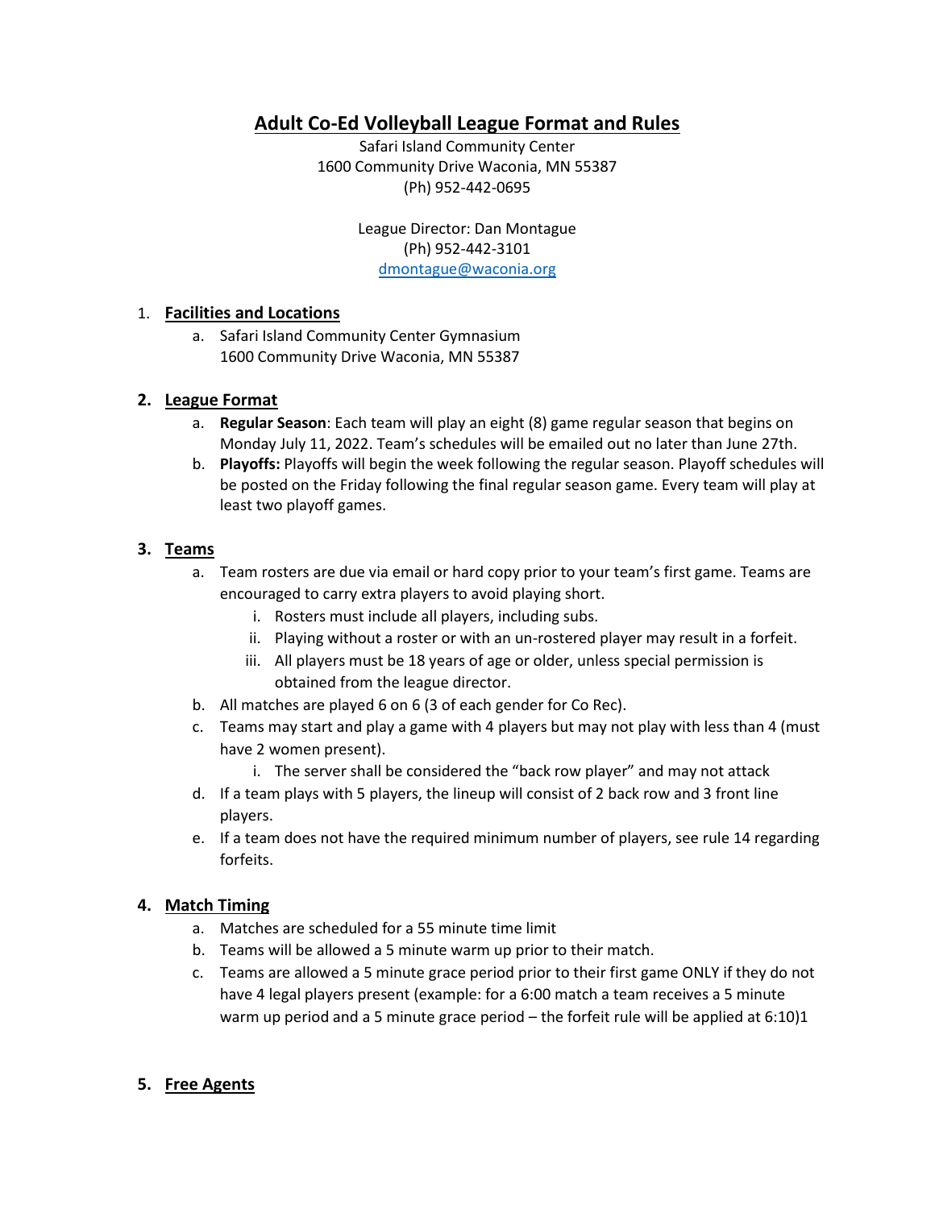# Adult Co-Ed Volleyball League Format and Rules

Safari Island Community Center
1600 Community Drive Waconia, MN 55387
(Ph) 952-442-0695

League Director: Dan Montague
(Ph) 952-442-3101
dmontague@waconia.org

1. **Facilities and Locations**
   a. Safari Island Community Center Gymnasium
      1600 Community Drive Waconia, MN 55387

2. **League Format**
   a. **Regular Season**: Each team will play an eight (8) game regular season that begins on Monday July 11, 2022. Team's schedules will be emailed out no later than June 27th.
   b. **Playoffs:** Playoffs will begin the week following the regular season. Playoff schedules will be posted on the Friday following the final regular season game. Every team will play at least two playoff games.

3. **Teams**
   a. Team rosters are due via email or hard copy prior to your team's first game. Teams are encouraged to carry extra players to avoid playing short.
      i. Rosters must include all players, including subs.
      ii. Playing without a roster or with an un-rostered player may result in a forfeit.
      iii. All players must be 18 years of age or older, unless special permission is obtained from the league director.
   b. All matches are played 6 on 6 (3 of each gender for Co Rec).
   c. Teams may start and play a game with 4 players but may not play with less than 4 (must have 2 women present).
      i. The server shall be considered the "back row player" and may not attack
   d. If a team plays with 5 players, the lineup will consist of 2 back row and 3 front line players.
   e. If a team does not have the required minimum number of players, see rule 14 regarding forfeits.

4. **Match Timing**
   a. Matches are scheduled for a 55 minute time limit
   b. Teams will be allowed a 5 minute warm up prior to their match.
   c. Teams are allowed a 5 minute grace period prior to their first game ONLY if they do not have 4 legal players present (example: for a 6:00 match a team receives a 5 minute warm up period and a 5 minute grace period – the forfeit rule will be applied at 6:10)1

5. **Free Agents**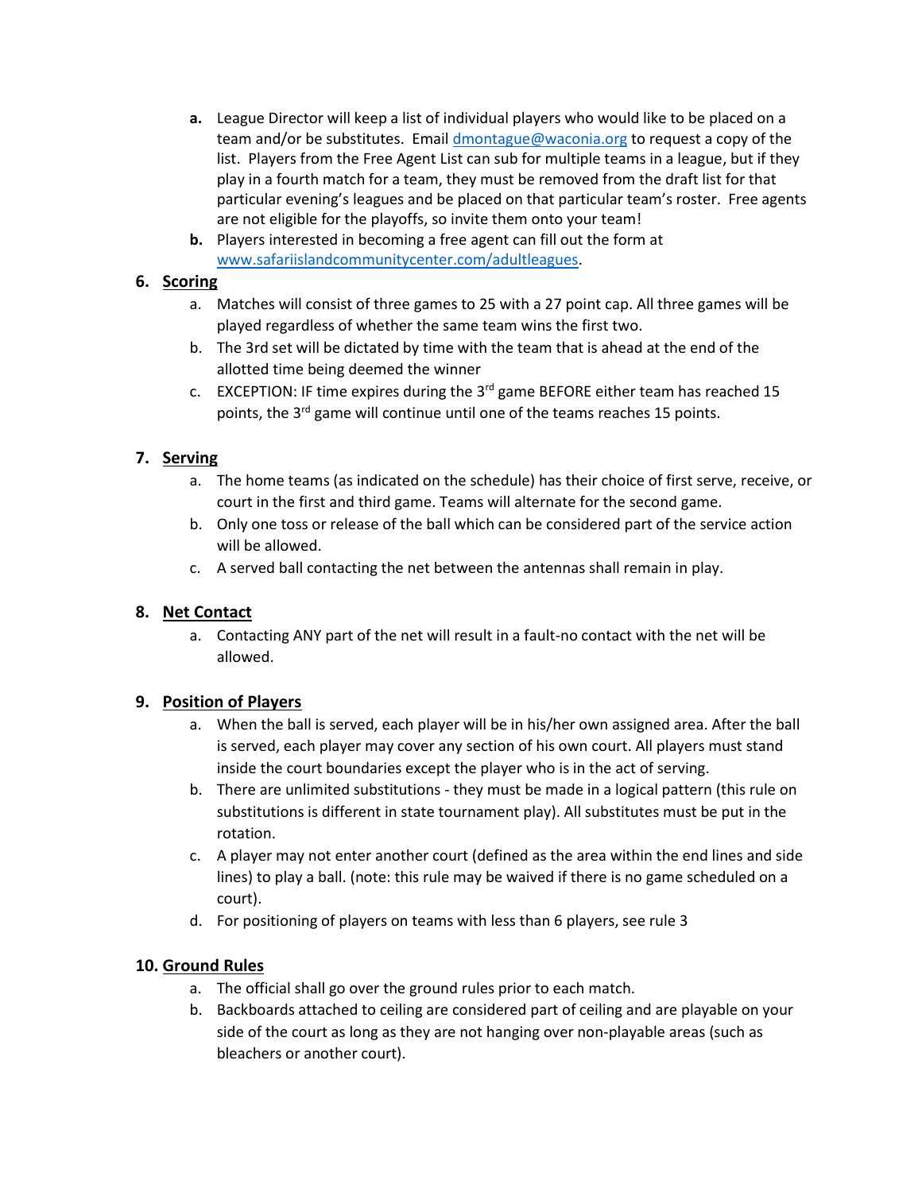a. League Director will keep a list of individual players who would like to be placed on a team and/or be substitutes. Email [dmontague@waconia.org](mailto:dmontague@waconia.org) to request a copy of the list. Players from the Free Agent List can sub for multiple teams in a league, but if they play in a fourth match for a team, they must be removed from the draft list for that particular evening's leagues and be placed on that particular team's roster. Free agents are not eligible for the playoffs, so invite them onto your team!
b. Players interested in becoming a free agent can fill out the form at [www.safariislandcommunitycenter.com/adultleagues](http://www.safariislandcommunitycenter.com/adultleagues).

## 6. Scoring

a. Matches will consist of three games to 25 with a 27 point cap. All three games will be played regardless of whether the same team wins the first two.
b. The 3rd set will be dictated by time with the team that is ahead at the end of the allotted time being deemed the winner
c. EXCEPTION: IF time expires during the 3rd game BEFORE either team has reached 15 points, the 3rd game will continue until one of the teams reaches 15 points.

## 7. Serving

a. The home teams (as indicated on the schedule) has their choice of first serve, receive, or court in the first and third game. Teams will alternate for the second game.
b. Only one toss or release of the ball which can be considered part of the service action will be allowed.
c. A served ball contacting the net between the antennas shall remain in play.

## 8. Net Contact

a. Contacting ANY part of the net will result in a fault-no contact with the net will be allowed.

## 9. Position of Players

a. When the ball is served, each player will be in his/her own assigned area. After the ball is served, each player may cover any section of his own court. All players must stand inside the court boundaries except the player who is in the act of serving.
b. There are unlimited substitutions - they must be made in a logical pattern (this rule on substitutions is different in state tournament play). All substitutes must be put in the rotation.
c. A player may not enter another court (defined as the area within the end lines and side lines) to play a ball. (note: this rule may be waived if there is no game scheduled on a court).
d. For positioning of players on teams with less than 6 players, see rule 3

## 10. Ground Rules

a. The official shall go over the ground rules prior to each match.
b. Backboards attached to ceiling are considered part of ceiling and are playable on your side of the court as long as they are not hanging over non-playable areas (such as bleachers or another court).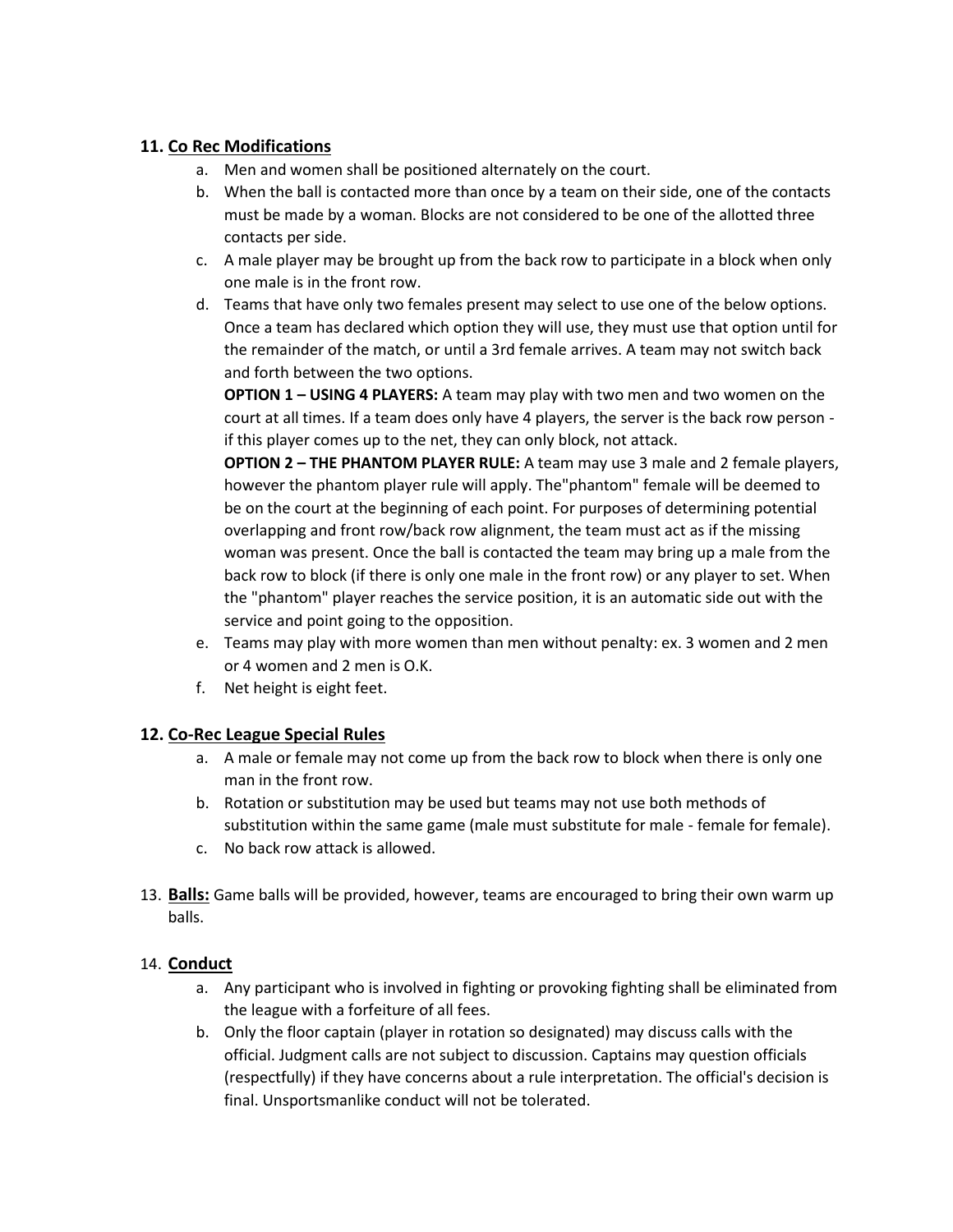## 11. Co Rec Modifications

a. Men and women shall be positioned alternately on the court.
b. When the ball is contacted more than once by a team on their side, one of the contacts must be made by a woman. Blocks are not considered to be one of the allotted three contacts per side.
c. A male player may be brought up from the back row to participate in a block when only one male is in the front row.
d. Teams that have only two females present may select to use one of the below options. Once a team has declared which option they will use, they must use that option until for the remainder of the match, or until a 3rd female arrives. A team may not switch back and forth between the two options.
   **OPTION 1 – USING 4 PLAYERS:** A team may play with two men and two women on the court at all times. If a team does only have 4 players, the server is the back row person - if this player comes up to the net, they can only block, not attack.
   **OPTION 2 – THE PHANTOM PLAYER RULE:** A team may use 3 male and 2 female players, however the phantom player rule will apply. The"phantom" female will be deemed to be on the court at the beginning of each point. For purposes of determining potential overlapping and front row/back row alignment, the team must act as if the missing woman was present. Once the ball is contacted the team may bring up a male from the back row to block (if there is only one male in the front row) or any player to set. When the "phantom" player reaches the service position, it is an automatic side out with the service and point going to the opposition.
e. Teams may play with more women than men without penalty: ex. 3 women and 2 men or 4 women and 2 men is O.K.
f. Net height is eight feet.

## 12. Co-Rec League Special Rules

a. A male or female may not come up from the back row to block when there is only one man in the front row.
b. Rotation or substitution may be used but teams may not use both methods of substitution within the same game (male must substitute for male - female for female).
c. No back row attack is allowed.

13. **Balls:** Game balls will be provided, however, teams are encouraged to bring their own warm up balls.

## 14. Conduct

a. Any participant who is involved in fighting or provoking fighting shall be eliminated from the league with a forfeiture of all fees.
b. Only the floor captain (player in rotation so designated) may discuss calls with the official. Judgment calls are not subject to discussion. Captains may question officials (respectfully) if they have concerns about a rule interpretation. The official's decision is final. Unsportsmanlike conduct will not be tolerated.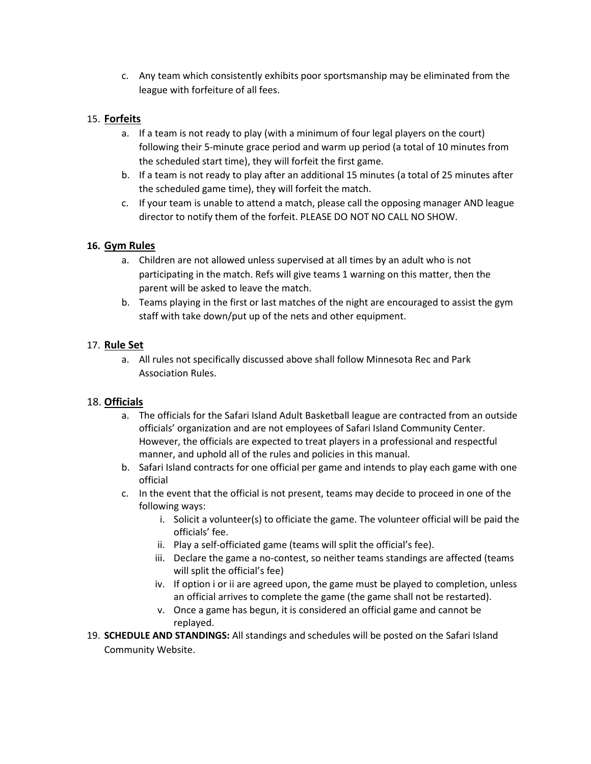c. Any team which consistently exhibits poor sportsmanship may be eliminated from the league with forfeiture of all fees.

15. **Forfeits**
    a. If a team is not ready to play (with a minimum of four legal players on the court) following their 5-minute grace period and warm up period (a total of 10 minutes from the scheduled start time), they will forfeit the first game.
    b. If a team is not ready to play after an additional 15 minutes (a total of 25 minutes after the scheduled game time), they will forfeit the match.
    c. If your team is unable to attend a match, please call the opposing manager AND league director to notify them of the forfeit. PLEASE DO NOT NO CALL NO SHOW.

16. **Gym Rules**
    a. Children are not allowed unless supervised at all times by an adult who is not participating in the match. Refs will give teams 1 warning on this matter, then the parent will be asked to leave the match.
    b. Teams playing in the first or last matches of the night are encouraged to assist the gym staff with take down/put up of the nets and other equipment.

17. **Rule Set**
    a. All rules not specifically discussed above shall follow Minnesota Rec and Park Association Rules.

18. **Officials**
    a. The officials for the Safari Island Adult Basketball league are contracted from an outside officials' organization and are not employees of Safari Island Community Center. However, the officials are expected to treat players in a professional and respectful manner, and uphold all of the rules and policies in this manual.
    b. Safari Island contracts for one official per game and intends to play each game with one official
    c. In the event that the official is not present, teams may decide to proceed in one of the following ways:
        i. Solicit a volunteer(s) to officiate the game. The volunteer official will be paid the officials' fee.
        ii. Play a self-officiated game (teams will split the official's fee).
        iii. Declare the game a no-contest, so neither teams standings are affected (teams will split the official's fee)
        iv. If option i or ii are agreed upon, the game must be played to completion, unless an official arrives to complete the game (the game shall not be restarted).
        v. Once a game has begun, it is considered an official game and cannot be replayed.

19. **SCHEDULE AND STANDINGS:** All standings and schedules will be posted on the Safari Island Community Website.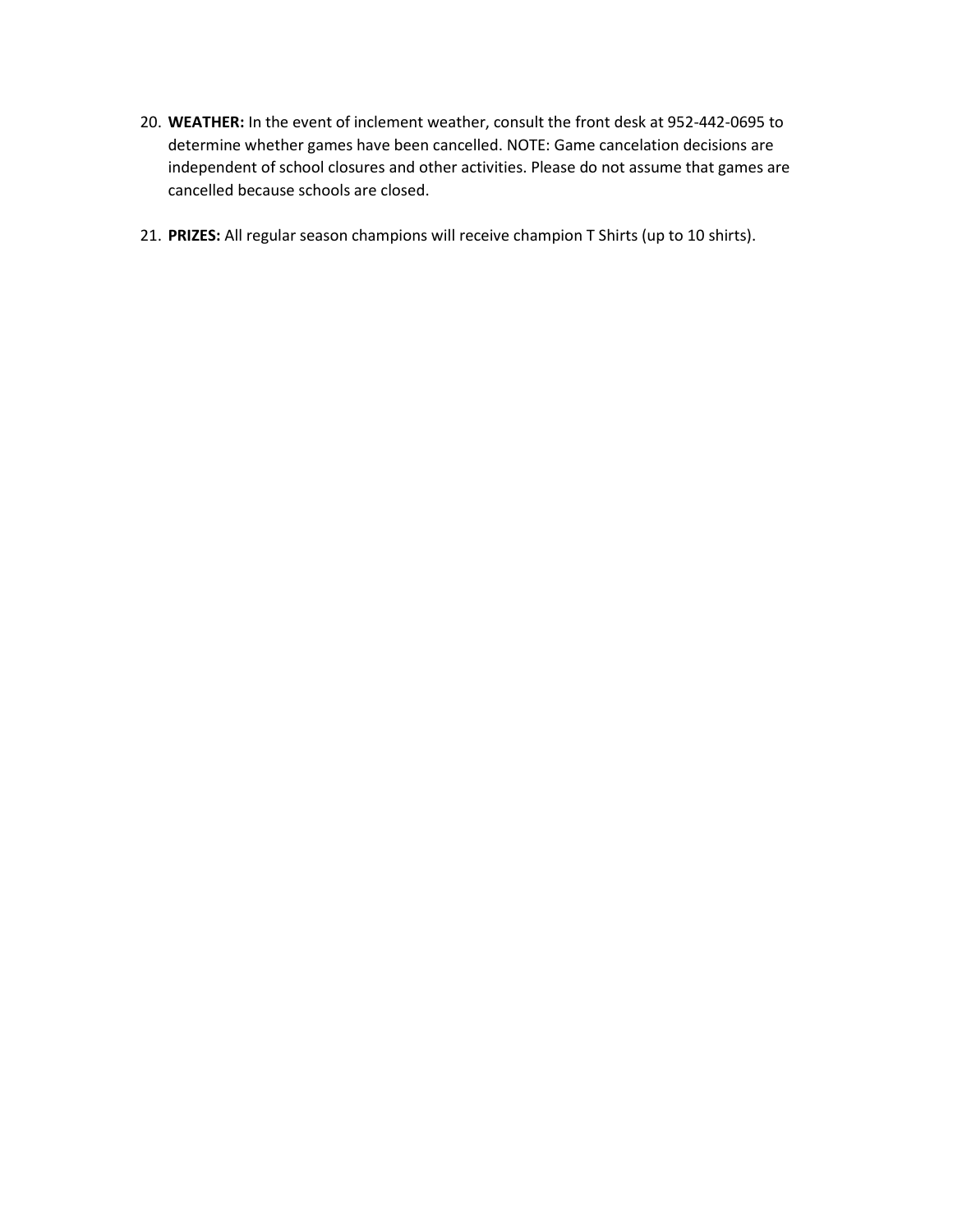20. **WEATHER:** In the event of inclement weather, consult the front desk at 952-442-0695 to determine whether games have been cancelled. NOTE: Game cancelation decisions are independent of school closures and other activities. Please do not assume that games are cancelled because schools are closed.

21. **PRIZES:** All regular season champions will receive champion T Shirts (up to 10 shirts).